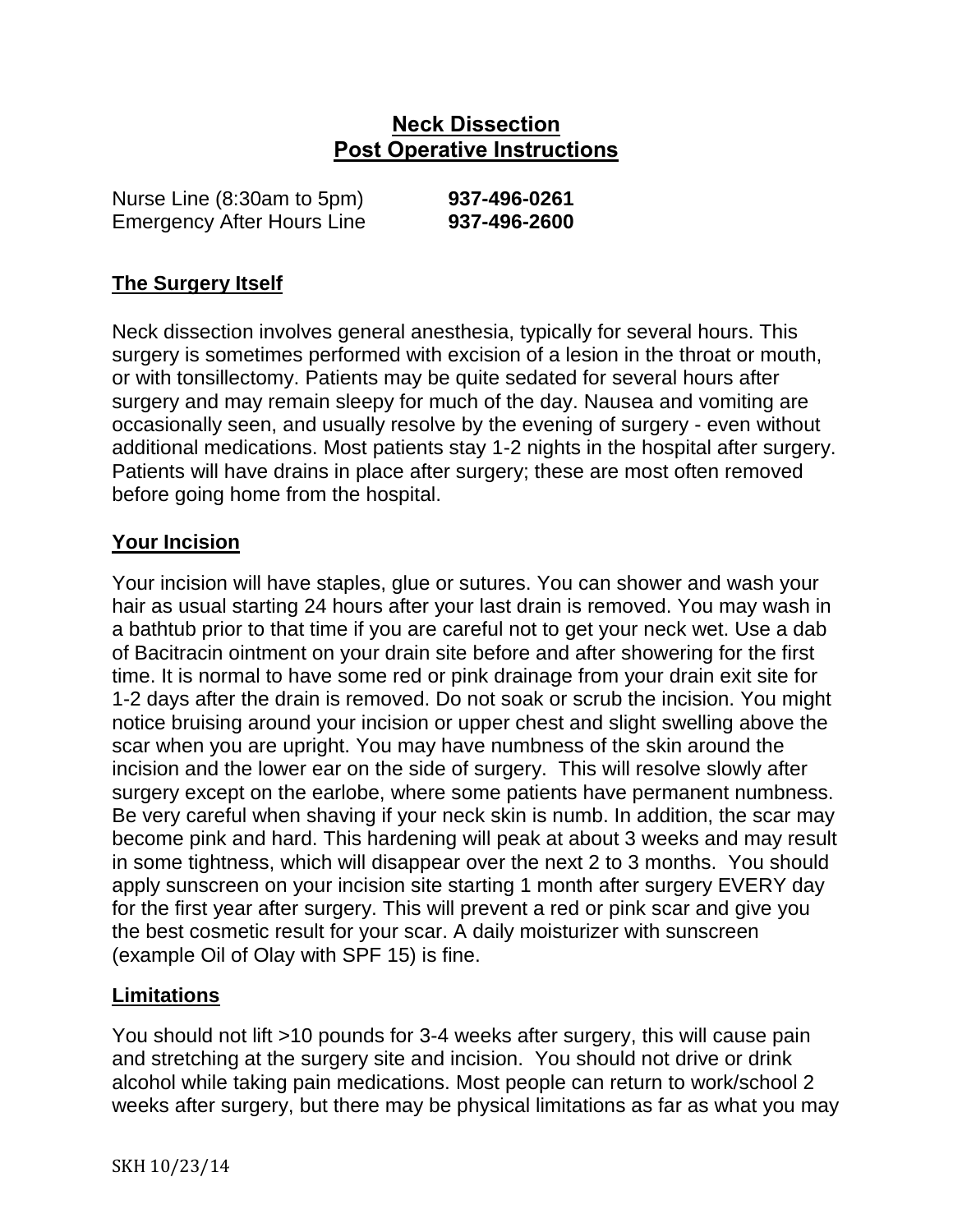# Neck Dissection
# Post Operative Instructions

Nurse Line (8:30am to 5pm) **937-496-0261**
Emergency After Hours Line **937-496-2600**

## The Surgery Itself

Neck dissection involves general anesthesia, typically for several hours. This surgery is sometimes performed with excision of a lesion in the throat or mouth, or with tonsillectomy. Patients may be quite sedated for several hours after surgery and may remain sleepy for much of the day. Nausea and vomiting are occasionally seen, and usually resolve by the evening of surgery - even without additional medications. Most patients stay 1-2 nights in the hospital after surgery. Patients will have drains in place after surgery; these are most often removed before going home from the hospital.

## Your Incision

Your incision will have staples, glue or sutures. You can shower and wash your hair as usual starting 24 hours after your last drain is removed. You may wash in a bathtub prior to that time if you are careful not to get your neck wet. Use a dab of Bacitracin ointment on your drain site before and after showering for the first time. It is normal to have some red or pink drainage from your drain exit site for 1-2 days after the drain is removed. Do not soak or scrub the incision. You might notice bruising around your incision or upper chest and slight swelling above the scar when you are upright. You may have numbness of the skin around the incision and the lower ear on the side of surgery. This will resolve slowly after surgery except on the earlobe, where some patients have permanent numbness. Be very careful when shaving if your neck skin is numb. In addition, the scar may become pink and hard. This hardening will peak at about 3 weeks and may result in some tightness, which will disappear over the next 2 to 3 months. You should apply sunscreen on your incision site starting 1 month after surgery EVERY day for the first year after surgery. This will prevent a red or pink scar and give you the best cosmetic result for your scar. A daily moisturizer with sunscreen (example Oil of Olay with SPF 15) is fine.

## Limitations

You should not lift >10 pounds for 3-4 weeks after surgery, this will cause pain and stretching at the surgery site and incision. You should not drive or drink alcohol while taking pain medications. Most people can return to work/school 2 weeks after surgery, but there may be physical limitations as far as what you may

SKH 10/23/14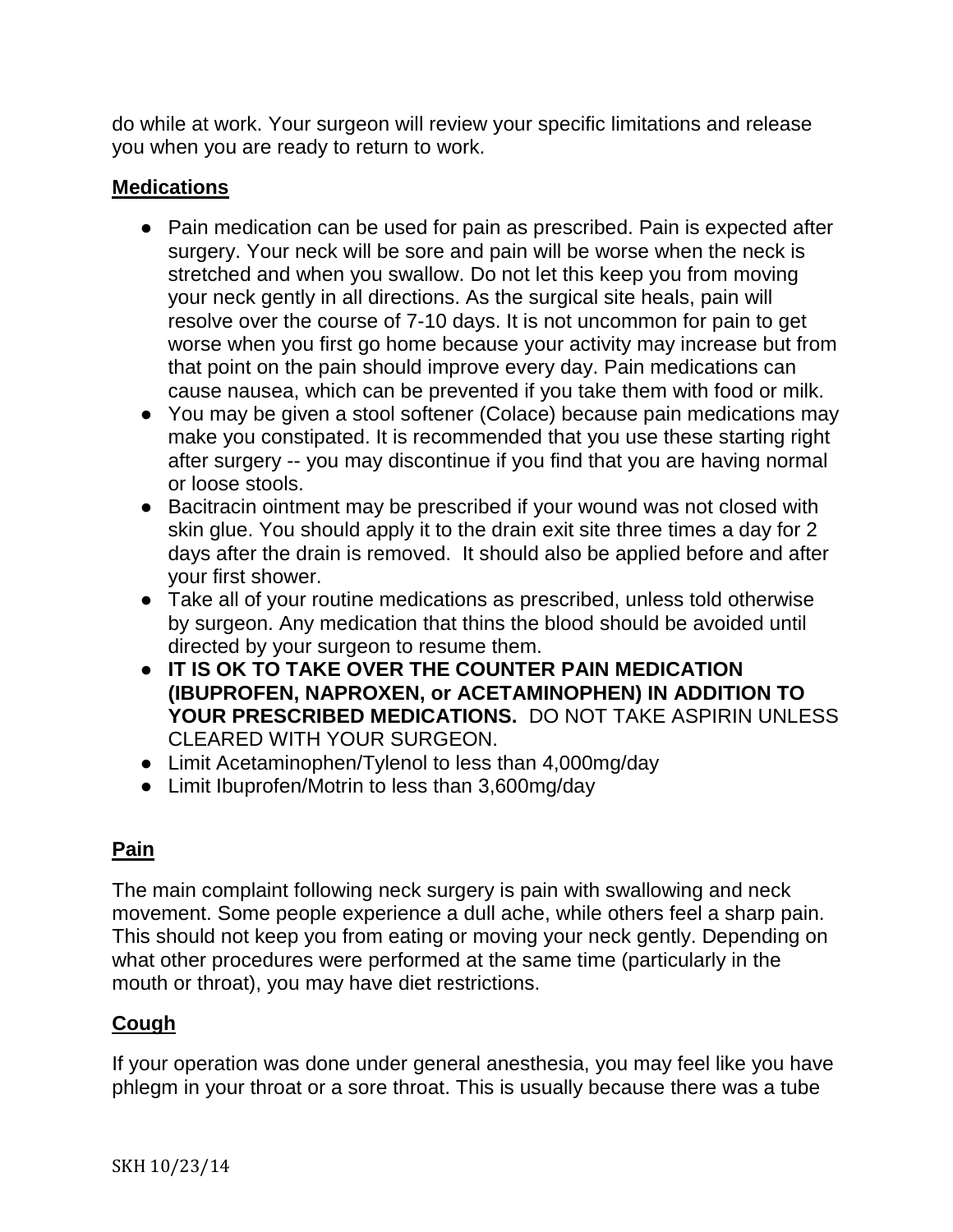do while at work. Your surgeon will review your specific limitations and release you when you are ready to return to work.

## Medications

- Pain medication can be used for pain as prescribed. Pain is expected after surgery. Your neck will be sore and pain will be worse when the neck is stretched and when you swallow. Do not let this keep you from moving your neck gently in all directions. As the surgical site heals, pain will resolve over the course of 7-10 days. It is not uncommon for pain to get worse when you first go home because your activity may increase but from that point on the pain should improve every day. Pain medications can cause nausea, which can be prevented if you take them with food or milk.
- You may be given a stool softener (Colace) because pain medications may make you constipated. It is recommended that you use these starting right after surgery -- you may discontinue if you find that you are having normal or loose stools.
- Bacitracin ointment may be prescribed if your wound was not closed with skin glue. You should apply it to the drain exit site three times a day for 2 days after the drain is removed. It should also be applied before and after your first shower.
- Take all of your routine medications as prescribed, unless told otherwise by surgeon. Any medication that thins the blood should be avoided until directed by your surgeon to resume them.
- **IT IS OK TO TAKE OVER THE COUNTER PAIN MEDICATION (IBUPROFEN, NAPROXEN, or ACETAMINOPHEN) IN ADDITION TO YOUR PRESCRIBED MEDICATIONS.** DO NOT TAKE ASPIRIN UNLESS CLEARED WITH YOUR SURGEON.
- Limit Acetaminophen/Tylenol to less than 4,000mg/day
- Limit Ibuprofen/Motrin to less than 3,600mg/day

## Pain

The main complaint following neck surgery is pain with swallowing and neck movement. Some people experience a dull ache, while others feel a sharp pain. This should not keep you from eating or moving your neck gently. Depending on what other procedures were performed at the same time (particularly in the mouth or throat), you may have diet restrictions.

## Cough

If your operation was done under general anesthesia, you may feel like you have phlegm in your throat or a sore throat. This is usually because there was a tube

SKH 10/23/14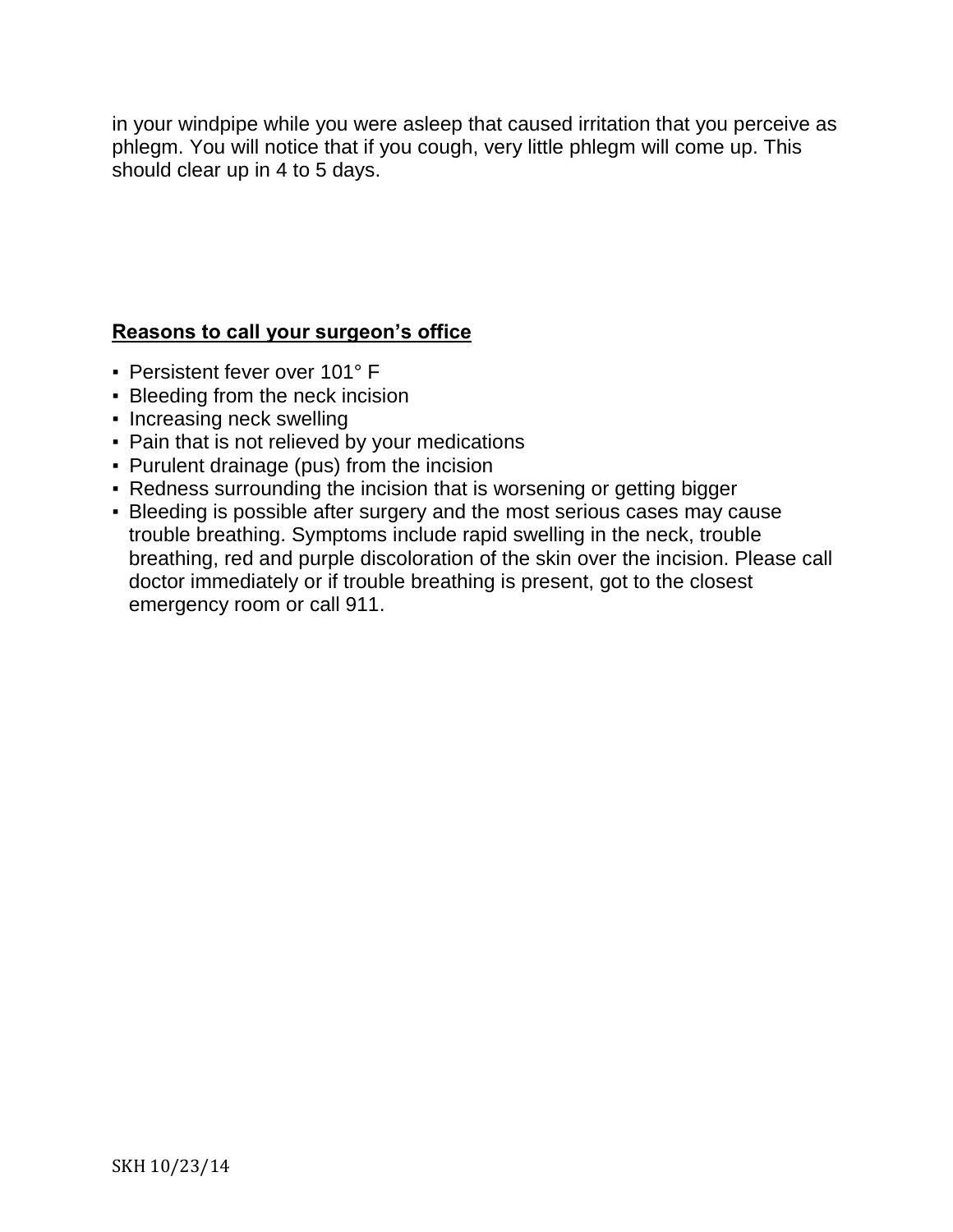in your windpipe while you were asleep that caused irritation that you perceive as phlegm. You will notice that if you cough, very little phlegm will come up. This should clear up in 4 to 5 days.

**Reasons to call your surgeon's office**

- Persistent fever over 101° F
- Bleeding from the neck incision
- Increasing neck swelling
- Pain that is not relieved by your medications
- Purulent drainage (pus) from the incision
- Redness surrounding the incision that is worsening or getting bigger
- Bleeding is possible after surgery and the most serious cases may cause trouble breathing. Symptoms include rapid swelling in the neck, trouble breathing, red and purple discoloration of the skin over the incision. Please call doctor immediately or if trouble breathing is present, got to the closest emergency room or call 911.

SKH 10/23/14